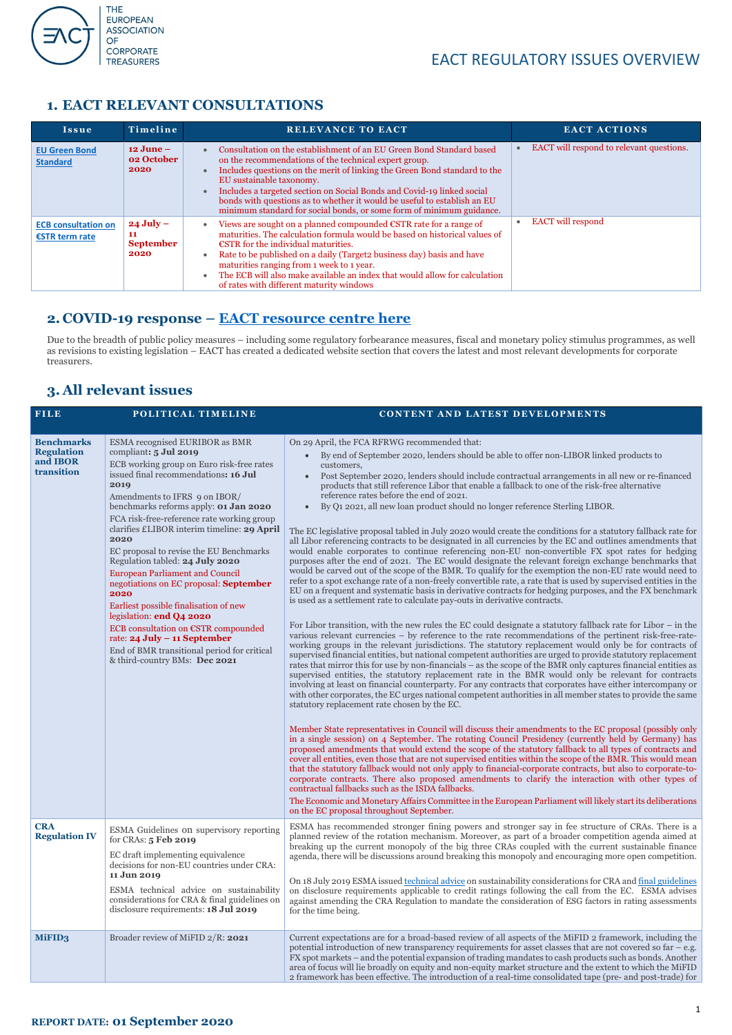THE EUROPEAN ASSOCIATION OF CORPORATE TREASURERS

# EACT REGULATORY ISSUES OVERVIEW

## 1. EACT RELEVANT CONSULTATIONS

| Issue | Timeline | RELEVANCE TO EACT | EACT ACTIONS |
|---|---|---|---|
| EU Green Bond Standard | **12 June – 02 October 2020** | • Consultation on the establishment of an EU Green Bond Standard based on the recommendations of the technical expert group. • Includes questions on the merit of linking the Green Bond standard to the EU sustainable taxonomy. • Includes a targeted section on Social Bonds and Covid-19 linked social bonds with questions as to whether it would be useful to establish an EU minimum standard for social bonds, or some form of minimum guidance. | • EACT will respond to relevant questions. |
| ECB consultation on €STR term rate | **24 July – 11 September 2020** | • Views are sought on a planned compounded €STR rate for a range of maturities. The calculation formula would be based on historical values of €STR for the individual maturities. • Rate to be published on a daily (Target2 business day) basis and have maturities ranging from 1 week to 1 year. • The ECB will also make available an index that would allow for calculation of rates with different maturity windows | • EACT will respond |

## 2. COVID-19 response – EACT resource centre here

Due to the breadth of public policy measures – including some regulatory forbearance measures, fiscal and monetary policy stimulus programmes, as well as revisions to existing legislation – EACT has created a dedicated website section that covers the latest and most relevant developments for corporate treasurers.

## 3. All relevant issues

| FILE | POLITICAL TIMELINE | CONTENT AND LATEST DEVELOPMENTS |
|---|---|---|
| **Benchmarks Regulation and IBOR transition** | ESMA recognised EURIBOR as BMR compliant**: 5 Jul 2019**<br>ECB working group on Euro risk-free rates issued final recommendations**: 16 Jul 2019**<br>Amendments to IFRS 9 on IBOR/ benchmarks reforms apply: **01 Jan 2020**<br>FCA risk-free-reference rate working group clarifies £LIBOR interim timeline: **29 April 2020**<br>EC proposal to revise the EU Benchmarks Regulation tabled: **24 July 2020**<br>European Parliament and Council negotiations on EC proposal: **September 2020**<br>Earliest possible finalisation of new legislation: **end Q4 2020**<br>ECB consultation on €STR compounded rate: **24 July – 11 September**<br>End of BMR transitional period for critical & third-country BMs: **Dec 2021** | On 29 April, the FCA RFRWG recommended that:<br>• By end of September 2020, lenders should be able to offer non-LIBOR linked products to customers,<br>• Post September 2020, lenders should include contractual arrangements in all new or re-financed products that still reference Libor that enable a fallback to one of the risk-free alternative reference rates before the end of 2021.<br>• By Q1 2021, all new loan product should no longer reference Sterling LIBOR.<br><br>The EC legislative proposal tabled in July 2020 would create the conditions for a statutory fallback rate for all Libor referencing contracts to be designated in all currencies by the EC and outlines amendments that would enable corporates to continue referencing non-EU non-convertible FX spot rates for hedging purposes after the end of 2021. The EC would designate the relevant foreign exchange benchmarks that would be carved out of the scope of the BMR. To qualify for the exemption the non-EU rate would need to refer to a spot exchange rate of a non-freely convertible rate, a rate that is used by supervised entities in the EU on a frequent and systematic basis in derivative contracts for hedging purposes, and the FX benchmark is used as a settlement rate to calculate pay-outs in derivative contracts.<br><br>For Libor transition, with the new rules the EC could designate a statutory fallback rate for Libor – in the various relevant currencies – by reference to the rate recommendations of the pertinent risk-free-rate-working groups in the relevant jurisdictions. The statutory replacement would only be for contracts of supervised financial entities, but national competent authorities are urged to provide statutory replacement rates that mirror this for use by non-financials – as the scope of the BMR only captures financial entities as supervised entities, the statutory replacement rate in the BMR would only be relevant for contracts involving at least on financial counterparty. For any contracts that corporates have either intercompany or with other corporates, the EC urges national competent authorities in all member states to provide the same statutory replacement rate chosen by the EC.<br><br>Member State representatives in Council will discuss their amendments to the EC proposal (possibly only in a single session) on 4 September. The rotating Council Presidency (currently held by Germany) has proposed amendments that would extend the scope of the statutory fallback to all types of contracts and cover all entities, even those that are not supervised entities within the scope of the BMR. This would mean that the statutory fallback would not only apply to financial-corporate contracts, but also to corporate-to-corporate contracts. There also proposed amendments to clarify the interaction with other types of contractual fallbacks such as the ISDA fallbacks.<br>The Economic and Monetary Affairs Committee in the European Parliament will likely start its deliberations on the EC proposal throughout September. |
| **CRA Regulation IV** | ESMA Guidelines on supervisory reporting for CRAs: **5 Feb 2019**<br>EC draft implementing equivalence decisions for non-EU countries under CRA: **11 Jun 2019**<br>ESMA technical advice on sustainability considerations for CRA & final guidelines on disclosure requirements: **18 Jul 2019** | ESMA has recommended stronger fining powers and stronger say in fee structure of CRAs. There is a planned review of the rotation mechanism. Moreover, as part of a broader competition agenda aimed at breaking up the current monopoly of the big three CRAs coupled with the current sustainable finance agenda, there will be discussions around breaking this monopoly and encouraging more open competition.<br><br>On 18 July 2019 ESMA issued technical advice on sustainability considerations for CRA and final guidelines on disclosure requirements applicable to credit ratings following the call from the EC. ESMA advises against amending the CRA Regulation to mandate the consideration of ESG factors in rating assessments for the time being. |
| **MiFID3** | Broader review of MiFID 2/R: **2021** | Current expectations are for a broad-based review of all aspects of the MiFID 2 framework, including the potential introduction of new transparency requirements for asset classes that are not covered so far – e.g. FX spot markets – and the potential expansion of trading mandates to cash products such as bonds. Another area of focus will lie broadly on equity and non-equity market structure and the extent to which the MiFID 2 framework has been effective. The introduction of a real-time consolidated tape (pre- and post-trade) for |

**REPORT DATE: 01 September 2020**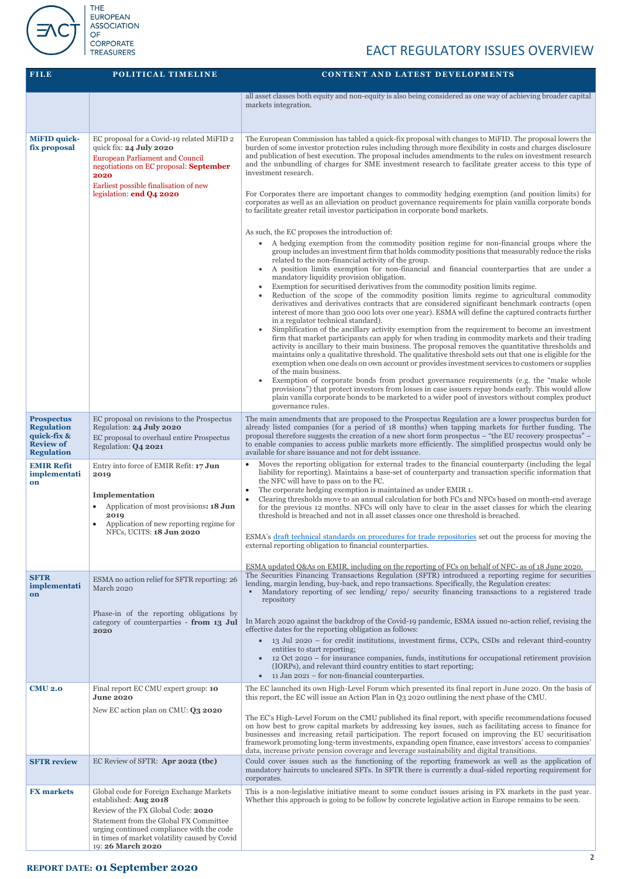| FILE | POLITICAL TIMELINE | CONTENT AND LATEST DEVELOPMENTS |
|---|---|---|
| | | all asset classes both equity and non-equity is also being considered as one way of achieving broader capital markets integration. |
| **MiFID quick-fix proposal** | EC proposal for a Covid-19 related MiFID 2 quick fix: **24 July 2020**<br>European Parliament and Council negotiations on EC proposal: **September 2020**<br>Earliest possible finalisation of new legislation: **end Q4 2020** | The European Commission has tabled a quick-fix proposal with changes to MiFID. The proposal lowers the burden of some investor protection rules including through more flexibility in costs and charges disclosure and publication of best execution. The proposal includes amendments to the rules on investment research and the unbundling of charges for SME investment research to facilitate greater access to this type of investment research.<br><br>For Corporates there are important changes to commodity hedging exemption (and position limits) for corporates as well as an alleviation on product governance requirements for plain vanilla corporate bonds to facilitate greater retail investor participation in corporate bond markets.<br><br>As such, the EC proposes the introduction of:<br>• A hedging exemption from the commodity position regime for non-financial groups where the group includes an investment firm that holds commodity positions that measurably reduce the risks related to the non-financial activity of the group.<br>• A position limits exemption for non-financial and financial counterparties that are under a mandatory liquidity provision obligation.<br>• Exemption for securitised derivatives from the commodity position limits regime.<br>• Reduction of the scope of the commodity position limits regime to agricultural commodity derivatives and derivatives contracts that are considered significant benchmark contracts (open interest of more than 300 000 lots over one year). ESMA will define the captured contracts further in a regulator technical standard).<br>• Simplification of the ancillary activity exemption from the requirement to become an investment firm that market participants can apply for when trading in commodity markets and their trading activity is ancillary to their main business. The proposal removes the quantitative thresholds and maintains only a qualitative threshold. The qualitative threshold sets out that one is eligible for the exemption when one deals on own account or provides investment services to customers or supplies of the main business.<br>• Exemption of corporate bonds from product governance requirements (e.g. the "make whole provisions") that protect investors from losses in case issuers repay bonds early. This would allow plain vanilla corporate bonds to be marketed to a wider pool of investors without complex product governance rules. |
| **Prospectus Regulation quick-fix & Review of Regulation** | EC proposal on revisions to the Prospectus Regulation: **24 July 2020**<br>EC proposal to overhaul entire Prospectus Regulation: **Q4 2021** | The main amendments that are proposed to the Prospectus Regulation are a lower prospectus burden for already listed companies (for a period of 18 months) when tapping markets for further funding. The proposal therefore suggests the creation of a new short form prospectus – "the EU recovery prospectus" – to enable companies to access public markets more efficiently. The simplified prospectus would only be available for share issuance and not for debt issuance. |
| **EMIR Refit implementation** | Entry into force of EMIR Refit: **17 Jun 2019**<br><br>**Implementation**<br>• Application of most provisions**: 18 Jun 2019**<br>• Application of new reporting regime for NFCs, UCITS: **18 Jun 2020** | • Moves the reporting obligation for external trades to the financial counterparty (including the legal liability for reporting). Maintains a base-set of counterparty and transaction specific information that the NFC will have to pass on to the FC.<br>• The corporate hedging exemption is maintained as under EMIR 1.<br>• Clearing thresholds move to an annual calculation for both FCs and NFCs based on month-end average for the previous 12 months. NFCs will only have to clear in the asset classes for which the clearing threshold is breached and not in all asset classes once one threshold is breached.<br><br>ESMA's draft technical standards on procedures for trade repositories set out the process for moving the external reporting obligation to financial counterparties.<br><br>ESMA updated Q&As on EMIR, including on the reporting of FCs on behalf of NFC- as of 18 June 2020. |
| **SFTR implementation** | ESMA no action relief for SFTR reporting: 26 March 2020<br><br>Phase-in of the reporting obligations by category of counterparties - **from 13 Jul 2020** | The Securities Financing Transactions Regulation (SFTR) introduced a reporting regime for securities lending, margin lending, buy-back, and repo transactions. Specifically, the Regulation creates:<br>▪ Mandatory reporting of sec lending/ repo/ security financing transactions to a registered trade repository<br><br>In March 2020 against the backdrop of the Covid-19 pandemic, ESMA issued no-action relief, revising the effective dates for the reporting obligation as follows:<br>• 13 Jul 2020 – for credit institutions, investment firms, CCPs, CSDs and relevant third-country entities to start reporting;<br>• 12 Oct 2020 – for insurance companies, funds, institutions for occupational retirement provision (IORPs), and relevant third country entities to start reporting;<br>• 11 Jan 2021 – for non-financial counterparties. |
| **CMU 2.0** | Final report EC CMU expert group: **10 June 2020**<br>New EC action plan on CMU: **Q3 2020** | The EC launched its own High-Level Forum which presented its final report in June 2020. On the basis of this report, the EC will issue an Action Plan in Q3 2020 outlining the next phase of the CMU.<br><br>The EC's High-Level Forum on the CMU published its final report, with specific recommendations focused on how best to grow capital markets by addressing key issues, such as facilitating access to finance for businesses and increasing retail participation. The report focused on improving the EU securitisation framework promoting long-term investments, expanding open finance, ease investors' access to companies' data, increase private pension coverage and leverage sustainability and digital transitions. |
| **SFTR review** | EC Review of SFTR: **Apr 2022 (tbc)** | Could cover issues such as the functioning of the reporting framework as well as the application of mandatory haircuts to uncleared SFTs. In SFTR there is currently a dual-sided reporting requirement for corporates. |
| **FX markets** | Global code for Foreign Exchange Markets established: **Aug 2018**<br>Review of the FX Global Code: **2020**<br>Statement from the Global FX Committee urging continued compliance with the code in times of market volatility caused by Covid 19: **26 March 2020** | This is a non-legislative initiative meant to some conduct issues arising in FX markets in the past year. Whether this approach is going to be follow by concrete legislative action in Europe remains to be seen. |

**REPORT DATE: 01 September 2020**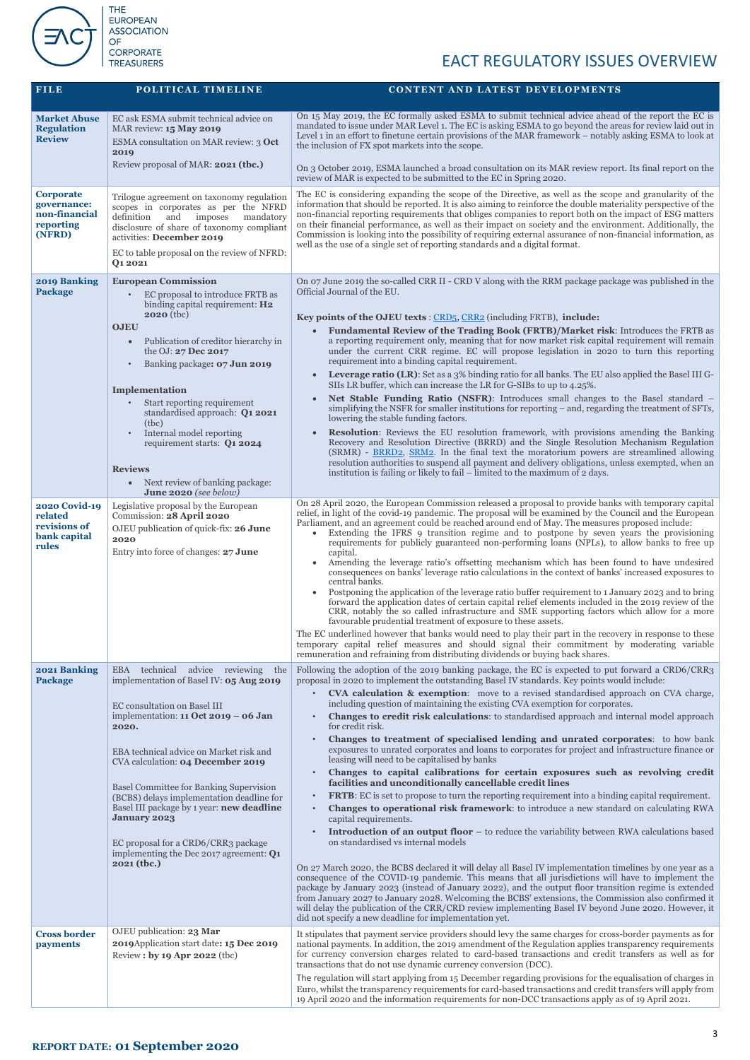# EACT REGULATORY ISSUES OVERVIEW

| FILE | POLITICAL TIMELINE | CONTENT AND LATEST DEVELOPMENTS |
|---|---|---|
| **Market Abuse Regulation Review** | EC ask ESMA submit technical advice on MAR review: **15 May 2019**<br>ESMA consultation on MAR review: 3 **Oct 2019**<br>Review proposal of MAR: **2021 (tbc.)** | On 15 May 2019, the EC formally asked ESMA to submit technical advice ahead of the report the EC is mandated to issue under MAR Level 1. The EC is asking ESMA to go beyond the areas for review laid out in Level 1 in an effort to finetune certain provisions of the MAR framework – notably asking ESMA to look at the inclusion of FX spot markets into the scope.<br><br>On 3 October 2019, ESMA launched a broad consultation on its MAR review report. Its final report on the review of MAR is expected to be submitted to the EC in Spring 2020. |
| **Corporate governance: non-financial reporting (NFRD)** | Trilogue agreement on taxonomy regulation scopes in corporates as per the NFRD definition and imposes mandatory disclosure of share of taxonomy compliant activities: **December 2019**<br>EC to table proposal on the review of NFRD: **Q1 2021** | The EC is considering expanding the scope of the Directive, as well as the scope and granularity of the information that should be reported. It is also aiming to reinforce the double materiality perspective of the non-financial reporting requirements that obliges companies to report both on the impact of ESG matters on their financial performance, as well as their impact on society and the environment. Additionally, the Commission is looking into the possibility of requiring external assurance of non-financial information, as well as the use of a single set of reporting standards and a digital format. |
| **2019 Banking Package** | **European Commission**<br>• EC proposal to introduce FRTB as binding capital requirement: **H2 2020** (tbc)<br>**OJEU**<br>• Publication of creditor hierarchy in the OJ: **27 Dec 2017**<br>• Banking package**: 07 Jun 2019**<br><br>**Implementation**<br>• Start reporting requirement standardised approach: **Q1 2021** (tbc)<br>• Internal model reporting requirement starts: **Q1 2024**<br><br>**Reviews**<br>• Next review of banking package: **June 2020** *(see below)* | On 07 June 2019 the so-called CRR II - CRD V along with the RRM package package was published in the Official Journal of the EU.<br><br>**Key points of the OJEU texts** : CRD5, CRR2 (including FRTB), **include:**<br>• **Fundamental Review of the Trading Book (FRTB)/Market risk**: Introduces the FRTB as a reporting requirement only, meaning that for now market risk capital requirement will remain under the current CRR regime. EC will propose legislation in 2020 to turn this reporting requirement into a binding capital requirement.<br>• **Leverage ratio (LR)**: Set as a 3% binding ratio for all banks. The EU also applied the Basel III G-SIIs LR buffer, which can increase the LR for G-SIBs to up to 4.25%.<br>• **Net Stable Funding Ratio (NSFR)**: Introduces small changes to the Basel standard – simplifying the NSFR for smaller institutions for reporting – and, regarding the treatment of SFTs, lowering the stable funding factors.<br>• **Resolution**: Reviews the EU resolution framework, with provisions amending the Banking Recovery and Resolution Directive (BRRD) and the Single Resolution Mechanism Regulation (SRMR) - BRRD2, SRM2. In the final text the moratorium powers are streamlined allowing resolution authorities to suspend all payment and delivery obligations, unless exempted, when an institution is failing or likely to fail – limited to the maximum of 2 days. |
| **2020 Covid-19 related revisions of bank capital rules** | Legislative proposal by the European Commission: **28 April 2020**<br>OJEU publication of quick-fix: **26 June 2020**<br>Entry into force of changes: **27 June** | On 28 April 2020, the European Commission released a proposal to provide banks with temporary capital relief, in light of the covid-19 pandemic. The proposal will be examined by the Council and the European Parliament, and an agreement could be reached around end of May. The measures proposed include:<br>• Extending the IFRS 9 transition regime and to postpone by seven years the provisioning requirements for publicly guaranteed non-performing loans (NPLs), to allow banks to free up capital.<br>• Amending the leverage ratio's offsetting mechanism which has been found to have undesired consequences on banks' leverage ratio calculations in the context of banks' increased exposures to central banks.<br>• Postponing the application of the leverage ratio buffer requirement to 1 January 2023 and to bring forward the application dates of certain capital relief elements included in the 2019 review of the CRR, notably the so called infrastructure and SME supporting factors which allow for a more favourable prudential treatment of exposure to these assets.<br><br>The EC underlined however that banks would need to play their part in the recovery in response to these temporary capital relief measures and should signal their commitment by moderating variable remuneration and refraining from distributing dividends or buying back shares. |
| **2021 Banking Package** | EBA technical advice reviewing the implementation of Basel IV: **05 Aug 2019**<br><br>EC consultation on Basel III implementation: **11 Oct 2019 – 06 Jan 2020.**<br><br>EBA technical advice on Market risk and CVA calculation: **04 December 2019**<br><br>Basel Committee for Banking Supervision (BCBS) delays implementation deadline for Basel III package by 1 year: **new deadline January 2023**<br><br>EC proposal for a CRD6/CRR3 package implementing the Dec 2017 agreement: **Q1 2021 (tbc.)** | Following the adoption of the 2019 banking package, the EC is expected to put forward a CRD6/CRR3 proposal in 2020 to implement the outstanding Basel IV standards. Key points would include:<br>• **CVA calculation & exemption**: move to a revised standardised approach on CVA charge, including question of maintaining the existing CVA exemption for corporates.<br>• **Changes to credit risk calculations**: to standardised approach and internal model approach for credit risk.<br>• **Changes to treatment of specialised lending and unrated corporates**: to how bank exposures to unrated corporates and loans to corporates for project and infrastructure finance or leasing will need to be capitalised by banks<br>• **Changes to capital calibrations for certain exposures such as revolving credit facilities and unconditionally cancellable credit lines**<br>• **FRTB**: EC is set to propose to turn the reporting requirement into a binding capital requirement.<br>• **Changes to operational risk framework**: to introduce a new standard on calculating RWA capital requirements.<br>• **Introduction of an output floor** – to reduce the variability between RWA calculations based on standardised vs internal models<br><br>On 27 March 2020, the BCBS declared it will delay all Basel IV implementation timelines by one year as a consequence of the COVID-19 pandemic. This means that all jurisdictions will have to implement the package by January 2023 (instead of January 2022), and the output floor transition regime is extended from January 2027 to January 2028. Welcoming the BCBS' extensions, the Commission also confirmed it will delay the publication of the CRR/CRD review implementing Basel IV beyond June 2020. However, it did not specify a new deadline for implementation yet. |
| **Cross border payments** | OJEU publication: **23 Mar 2019**Application start date**: 15 Dec 2019**<br>Review **: by 19 Apr 2022** (tbc) | It stipulates that payment service providers should levy the same charges for cross-border payments as for national payments. In addition, the 2019 amendment of the Regulation applies transparency requirements for currency conversion charges related to card-based transactions and credit transfers as well as for transactions that do not use dynamic currency conversion (DCC).<br><br>The regulation will start applying from 15 December regarding provisions for the equalisation of charges in Euro, whilst the transparency requirements for card-based transactions and credit transfers will apply from 19 April 2020 and the information requirements for non-DCC transactions apply as of 19 April 2021. |

**REPORT DATE: 01 September 2020**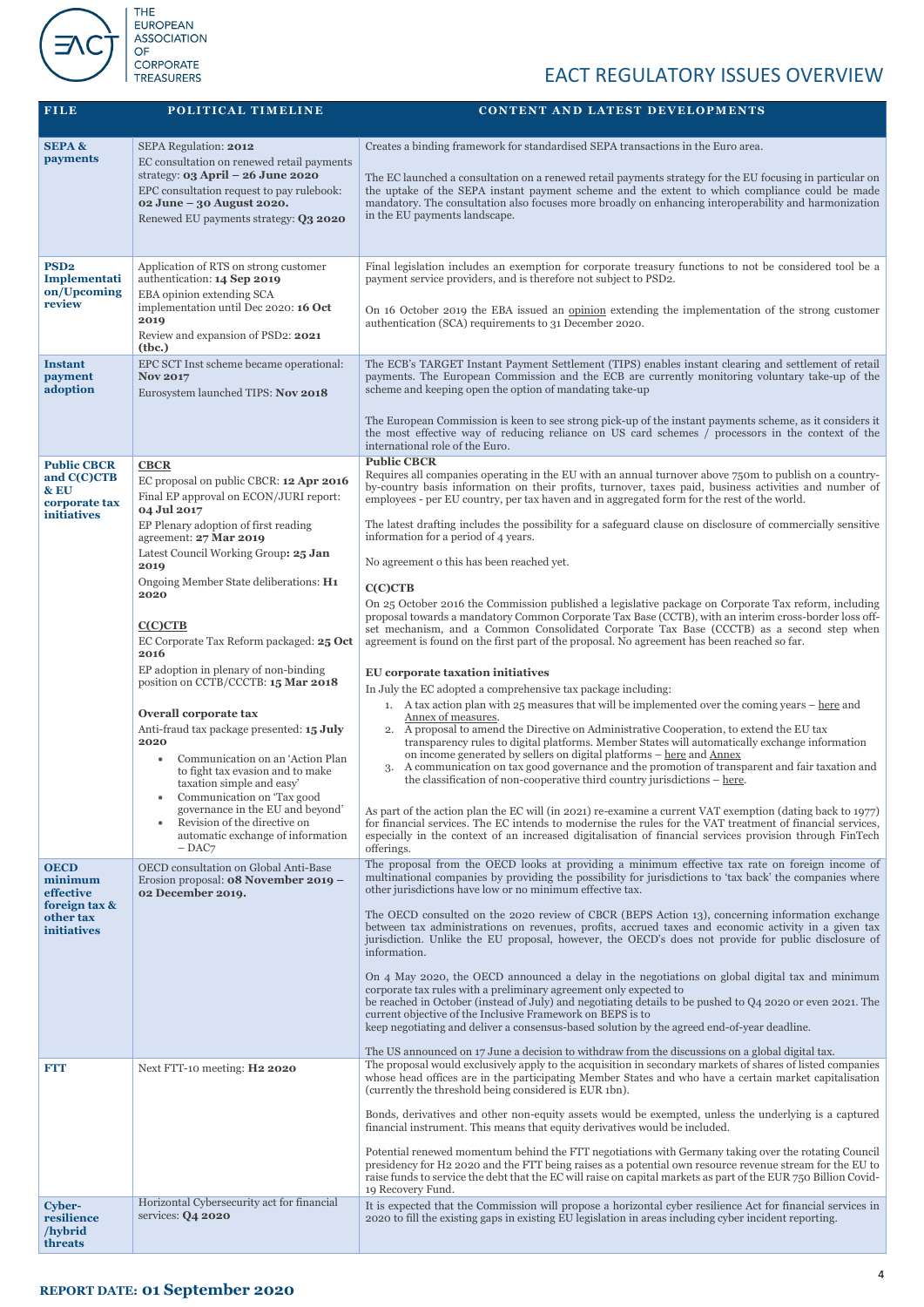# EACT REGULATORY ISSUES OVERVIEW

| FILE | POLITICAL TIMELINE | CONTENT AND LATEST DEVELOPMENTS |
|---|---|---|
| **SEPA & payments** | SEPA Regulation: **2012**<br>EC consultation on renewed retail payments strategy: **03 April – 26 June 2020**<br>EPC consultation request to pay rulebook: **02 June – 30 August 2020.**<br>Renewed EU payments strategy: **Q3 2020** | Creates a binding framework for standardised SEPA transactions in the Euro area.<br><br>The EC launched a consultation on a renewed retail payments strategy for the EU focusing in particular on the uptake of the SEPA instant payment scheme and the extent to which compliance could be made mandatory. The consultation also focuses more broadly on enhancing interoperability and harmonization in the EU payments landscape. |
| **PSD2 Implementation/Upcoming review** | Application of RTS on strong customer authentication: **14 Sep 2019**<br>EBA opinion extending SCA implementation until Dec 2020: **16 Oct 2019**<br>Review and expansion of PSD2: **2021 (tbc.)** | Final legislation includes an exemption for corporate treasury functions to not be considered tool be a payment service providers, and is therefore not subject to PSD2.<br><br>On 16 October 2019 the EBA issued an opinion extending the implementation of the strong customer authentication (SCA) requirements to 31 December 2020. |
| **Instant payment adoption** | EPC SCT Inst scheme became operational: **Nov 2017**<br>Eurosystem launched TIPS: **Nov 2018** | The ECB's TARGET Instant Payment Settlement (TIPS) enables instant clearing and settlement of retail payments. The European Commission and the ECB are currently monitoring voluntary take-up of the scheme and keeping open the option of mandating take-up<br><br>The European Commission is keen to see strong pick-up of the instant payments scheme, as it considers it the most effective way of reducing reliance on US card schemes / processors in the context of the international role of the Euro. |
| **Public CBCR and C(C)CTB & EU corporate tax initiatives** | **CBCR**<br>EC proposal on public CBCR: **12 Apr 2016**<br>Final EP approval on ECON/JURI report: **04 Jul 2017**<br>EP Plenary adoption of first reading agreement: **27 Mar 2019**<br>Latest Council Working Group**: 25 Jan 2019**<br>Ongoing Member State deliberations: **H1 2020**<br><br>**C(C)CTB**<br>EC Corporate Tax Reform packaged: **25 Oct 2016**<br>EP adoption in plenary of non-binding position on CCTB/CCCTB: **15 Mar 2018**<br><br>**Overall corporate tax**<br>Anti-fraud tax package presented: **15 July 2020**<br>• Communication on an 'Action Plan to fight tax evasion and to make taxation simple and easy'<br>• Communication on 'Tax good governance in the EU and beyond'<br>• Revision of the directive on automatic exchange of information – DAC7 | **Public CBCR**<br>Requires all companies operating in the EU with an annual turnover above 750m to publish on a country-by-country basis information on their profits, turnover, taxes paid, business activities and number of employees - per EU country, per tax haven and in aggregated form for the rest of the world.<br><br>The latest drafting includes the possibility for a safeguard clause on disclosure of commercially sensitive information for a period of 4 years.<br><br>No agreement o this has been reached yet.<br><br>**C(C)CTB**<br>On 25 October 2016 the Commission published a legislative package on Corporate Tax reform, including proposal towards a mandatory Common Corporate Tax Base (CCTB), with an interim cross-border loss off-set mechanism, and a Common Consolidated Corporate Tax Base (CCCTB) as a second step when agreement is found on the first part of the proposal. No agreement has been reached so far.<br><br>**EU corporate taxation initiatives**<br>In July the EC adopted a comprehensive tax package including:<br>1. A tax action plan with 25 measures that will be implemented over the coming years – here and Annex of measures.<br>2. A proposal to amend the Directive on Administrative Cooperation, to extend the EU tax transparency rules to digital platforms. Member States will automatically exchange information on income generated by sellers on digital platforms – here and Annex<br>3. A communication on tax good governance and the promotion of transparent and fair taxation and the classification of non-cooperative third country jurisdictions – here.<br><br>As part of the action plan the EC will (in 2021) re-examine a current VAT exemption (dating back to 1977) for financial services. The EC intends to modernise the rules for the VAT treatment of financial services, especially in the context of an increased digitalisation of financial services provision through FinTech offerings. |
| **OECD minimum effective foreign tax & other tax initiatives** | OECD consultation on Global Anti-Base Erosion proposal: **08 November 2019 – 02 December 2019.** | The proposal from the OECD looks at providing a minimum effective tax rate on foreign income of multinational companies by providing the possibility for jurisdictions to 'tax back' the companies where other jurisdictions have low or no minimum effective tax.<br><br>The OECD consulted on the 2020 review of CBCR (BEPS Action 13), concerning information exchange between tax administrations on revenues, profits, accrued taxes and economic activity in a given tax jurisdiction. Unlike the EU proposal, however, the OECD's does not provide for public disclosure of information.<br><br>On 4 May 2020, the OECD announced a delay in the negotiations on global digital tax and minimum corporate tax rules with a preliminary agreement only expected to be reached in October (instead of July) and negotiating details to be pushed to Q4 2020 or even 2021. The current objective of the Inclusive Framework on BEPS is to keep negotiating and deliver a consensus-based solution by the agreed end-of-year deadline.<br><br>The US announced on 17 June a decision to withdraw from the discussions on a global digital tax. |
| **FTT** | Next FTT-10 meeting: **H2 2020** | The proposal would exclusively apply to the acquisition in secondary markets of shares of listed companies whose head offices are in the participating Member States and who have a certain market capitalisation (currently the threshold being considered is EUR 1bn).<br><br>Bonds, derivatives and other non-equity assets would be exempted, unless the underlying is a captured financial instrument. This means that equity derivatives would be included.<br><br>Potential renewed momentum behind the FTT negotiations with Germany taking over the rotating Council presidency for H2 2020 and the FTT being raises as a potential own resource revenue stream for the EU to raise funds to service the debt that the EC will raise on capital markets as part of the EUR 750 Billion Covid-19 Recovery Fund. |
| **Cyber-resilience /hybrid threats** | Horizontal Cybersecurity act for financial services: **Q4 2020** | It is expected that the Commission will propose a horizontal cyber resilience Act for financial services in 2020 to fill the existing gaps in existing EU legislation in areas including cyber incident reporting. |

**REPORT DATE: 01 September 2020**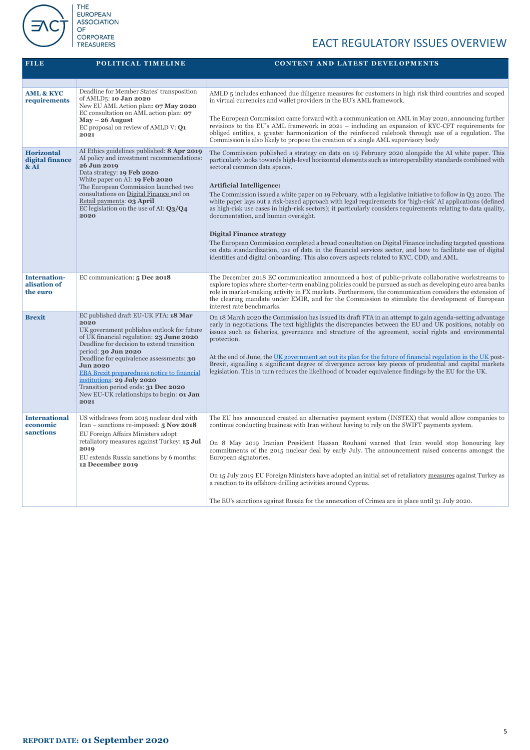| FILE | POLITICAL TIMELINE | CONTENT AND LATEST DEVELOPMENTS |
|---|---|---|
| | | |
| **AML & KYC requirements** | Deadline for Member States' transposition of AMLD5: **10 Jan 2020**<br>New EU AML Action plan**: 07 May 2020**<br>EC consultation on AML action plan: **07 May – 26 August**<br>EC proposal on review of AMLD V: **Q1 2021** | AMLD 5 includes enhanced due diligence measures for customers in high risk third countries and scoped in virtual currencies and wallet providers in the EU's AML framework.<br><br>The European Commission came forward with a communication on AML in May 2020, announcing further revisions to the EU's AML framework in 2021 – including an expansion of KYC-CFT requirements for obliged entities, a greater harmonization of the reinforced rulebook through use of a regulation. The Commission is also likely to propose the creation of a single AML supervisory body |
| **Horizontal digital finance & AI** | AI Ethics guidelines published: **8 Apr 2019**<br>AI policy and investment recommendations: **26 Jun 2019**<br>Data strategy: **19 Feb 2020**<br>White paper on AI: **19 Feb 2020**<br>The European Commission launched two consultations on Digital Finance and on Retail payments: **03 April**<br>EC legislation on the use of AI: **Q3/Q4 2020** | The Commission published a strategy on data on 19 February 2020 alongside the AI white paper. This particularly looks towards high-level horizontal elements such as interoperability standards combined with sectoral common data spaces.<br><br>**Artificial Intelligence:**<br>The Commission issued a white paper on 19 February, with a legislative initiative to follow in Q3 2020. The white paper lays out a risk-based approach with legal requirements for 'high-risk' AI applications (defined as high-risk use cases in high-risk sectors); it particularly considers requirements relating to data quality, documentation, and human oversight.<br><br>**Digital Finance strategy**<br>The European Commission completed a broad consultation on Digital Finance including targeted questions on data standardization, use of data in the financial services sector, and how to facilitate use of digital identities and digital onboarding. This also covers aspects related to KYC, CDD, and AML. |
| **Internation-alisation of the euro** | EC communication: **5 Dec 2018** | The December 2018 EC communication announced a host of public-private collaborative workstreams to explore topics where shorter-term enabling policies could be pursued as such as developing euro area banks role in market-making activity in FX markets. Furthermore, the communication considers the extension of the clearing mandate under EMIR, and for the Commission to stimulate the development of European interest rate benchmarks. |
| **Brexit** | EC published draft EU-UK FTA: **18 Mar 2020**<br>UK government publishes outlook for future of UK financial regulation: **23 June 2020**<br>Deadline for decision to extend transition period: **30 Jun 2020**<br>Deadline for equivalence assessments: **30 Jun 2020**<br>EBA Brexit preparedness notice to financial institutions: **29 July 2020**<br>Transition period ends: **31 Dec 2020**<br>New EU-UK relationships to begin: **01 Jan 2021** | On 18 March 2020 the Commission has issued its draft FTA in an attempt to gain agenda-setting advantage early in negotiations. The text highlights the discrepancies between the EU and UK positions, notably on issues such as fisheries, governance and structure of the agreement, social rights and environmental protection.<br><br>At the end of June, the UK government set out its plan for the future of financial regulation in the UK post-Brexit, signalling a significant degree of divergence across key pieces of prudential and capital markets legislation. This in turn reduces the likelihood of broader equivalence findings by the EU for the UK. |
| **International economic sanctions** | US withdraws from 2015 nuclear deal with Iran – sanctions re-imposed: **5 Nov 2018**<br>EU Foreign Affairs Ministers adopt retaliatory measures against Turkey: **15 Jul 2019**<br>EU extends Russia sanctions by 6 months: **12 December 2019** | The EU has announced created an alternative payment system (INSTEX) that would allow companies to continue conducting business with Iran without having to rely on the SWIFT payments system.<br><br>On 8 May 2019 Iranian President Hassan Rouhani warned that Iran would stop honouring key commitments of the 2015 nuclear deal by early July. The announcement raised concerns amongst the European signatories.<br><br>On 15 July 2019 EU Foreign Ministers have adopted an initial set of retaliatory measures against Turkey as a reaction to its offshore drilling activities around Cyprus.<br><br>The EU's sanctions against Russia for the annexation of Crimea are in place until 31 July 2020. |